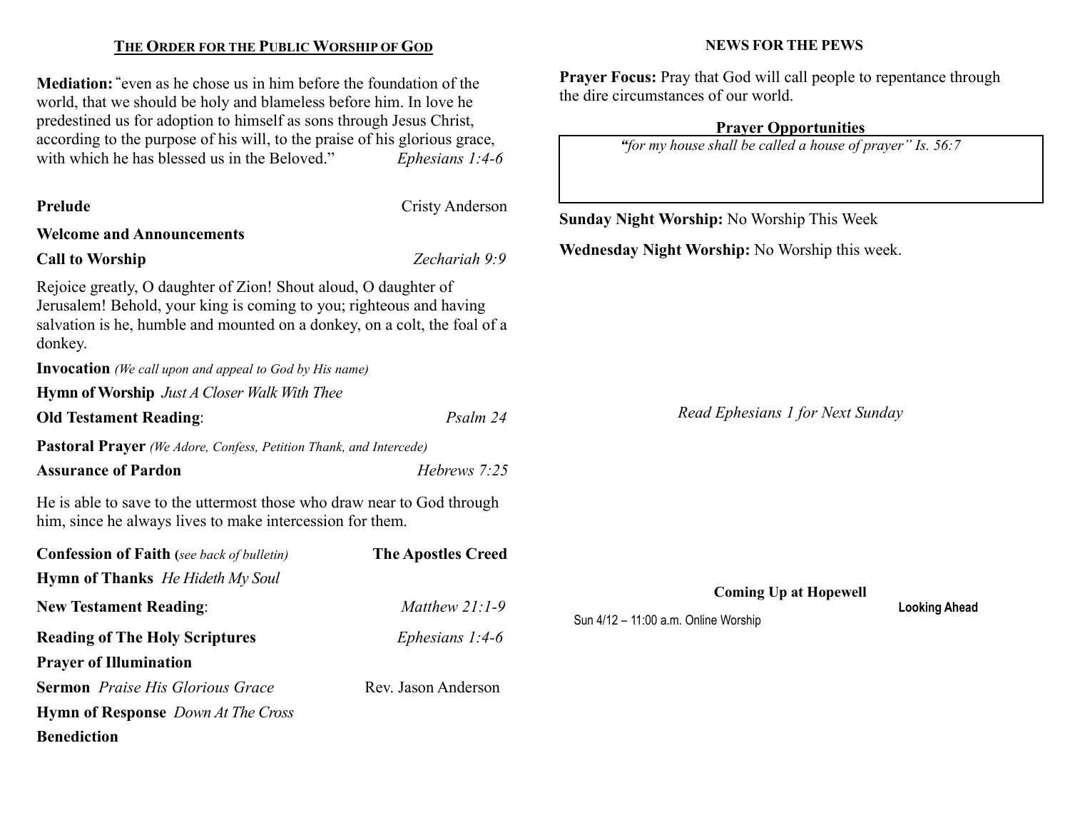## THE ORDER FOR THE PUBLIC WORSHIP OF GOD

**Mediation:** "even as he chose us in him before the foundation of the world, that we should be holy and blameless before him. In love he predestined us for adoption to himself as sons through Jesus Christ, according to the purpose of his will, to the praise of his glorious grace, with which he has blessed us in the Beloved." *Ephesians 1:4-6*

**Prelude** Cristy Anderson

**Welcome and Announcements**

**Call to Worship** *Zechariah 9:9*

Rejoice greatly, O daughter of Zion! Shout aloud, O daughter of Jerusalem! Behold, your king is coming to you; righteous and having salvation is he, humble and mounted on a donkey, on a colt, the foal of a donkey.

**Invocation** *(We call upon and appeal to God by His name)*

**Hymn of Worship** *Just A Closer Walk With Thee*

**Old Testament Reading**: *Psalm 24*

**Pastoral Prayer** *(We Adore, Confess, Petition Thank, and Intercede)*

**Assurance of Pardon** *Hebrews 7:25*

He is able to save to the uttermost those who draw near to God through him, since he always lives to make intercession for them.

**Confession of Faith (***see back of bulletin***)** **The Apostles Creed**

**Hymn of Thanks** *He Hideth My Soul*

**New Testament Reading**: *Matthew 21:1-9*

**Reading of The Holy Scriptures** *Ephesians 1:4-6*

**Prayer of Illumination**

**Sermon** *Praise His Glorious Grace* Rev. Jason Anderson

**Hymn of Response** *Down At The Cross*

**Benediction**

## NEWS FOR THE PEWS

**Prayer Focus:** Pray that God will call people to repentance through the dire circumstances of our world.

### Prayer Opportunities

*"for my house shall be called a house of prayer" Is. 56:7*

**Sunday Night Worship:** No Worship This Week

**Wednesday Night Worship:** No Worship this week.

*Read Ephesians 1 for Next Sunday*

### Coming Up at Hopewell

**Looking Ahead**

Sun 4/12 – 11:00 a.m. Online Worship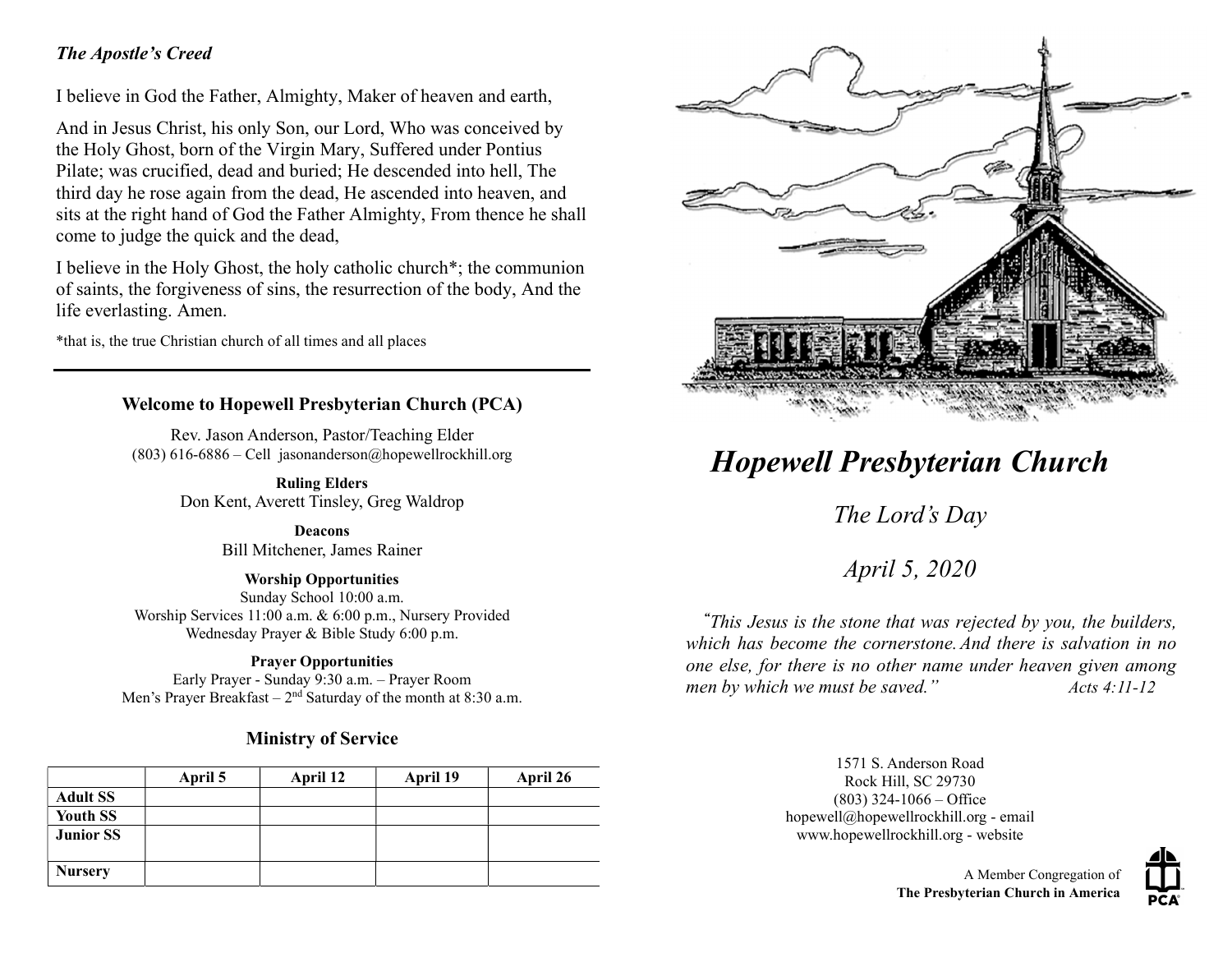*The Apostle's Creed*

I believe in God the Father, Almighty, Maker of heaven and earth,

And in Jesus Christ, his only Son, our Lord, Who was conceived by the Holy Ghost, born of the Virgin Mary, Suffered under Pontius Pilate; was crucified, dead and buried; He descended into hell, The third day he rose again from the dead, He ascended into heaven, and sits at the right hand of God the Father Almighty, From thence he shall come to judge the quick and the dead,

I believe in the Holy Ghost, the holy catholic church*; the communion of saints, the forgiveness of sins, the resurrection of the body, And the life everlasting. Amen.

*that is, the true Christian church of all times and all places

---

### Welcome to Hopewell Presbyterian Church (PCA)

Rev. Jason Anderson, Pastor/Teaching Elder
(803) 616-6886 – Cell jasonanderson@hopewellrockhill.org

**Ruling Elders**
Don Kent, Averett Tinsley, Greg Waldrop

**Deacons**
Bill Mitchener, James Rainer

**Worship Opportunities**
Sunday School 10:00 a.m.
Worship Services 11:00 a.m. & 6:00 p.m., Nursery Provided
Wednesday Prayer & Bible Study 6:00 p.m.

**Prayer Opportunities**
Early Prayer - Sunday 9:30 a.m. – Prayer Room
Men's Prayer Breakfast – 2nd Saturday of the month at 8:30 a.m.

### Ministry of Service

| | April 5 | April 12 | April 19 | April 26 |
|---|---|---|---|---|
| **Adult SS** | | | | |
| **Youth SS** | | | | |
| **Junior SS** | | | | |
| **Nursery** | | | | |

# *Hopewell Presbyterian Church*

*The Lord's Day*

*April 5, 2020*

*"This Jesus is the stone that was rejected by you, the builders, which has become the cornerstone. And there is salvation in no one else, for there is no other name under heaven given among men by which we must be saved."* *Acts 4:11-12*

1571 S. Anderson Road
Rock Hill, SC 29730
(803) 324-1066 – Office
hopewell@hopewellrockhill.org - email
www.hopewellrockhill.org - website

A Member Congregation of
**The Presbyterian Church in America**

PCA